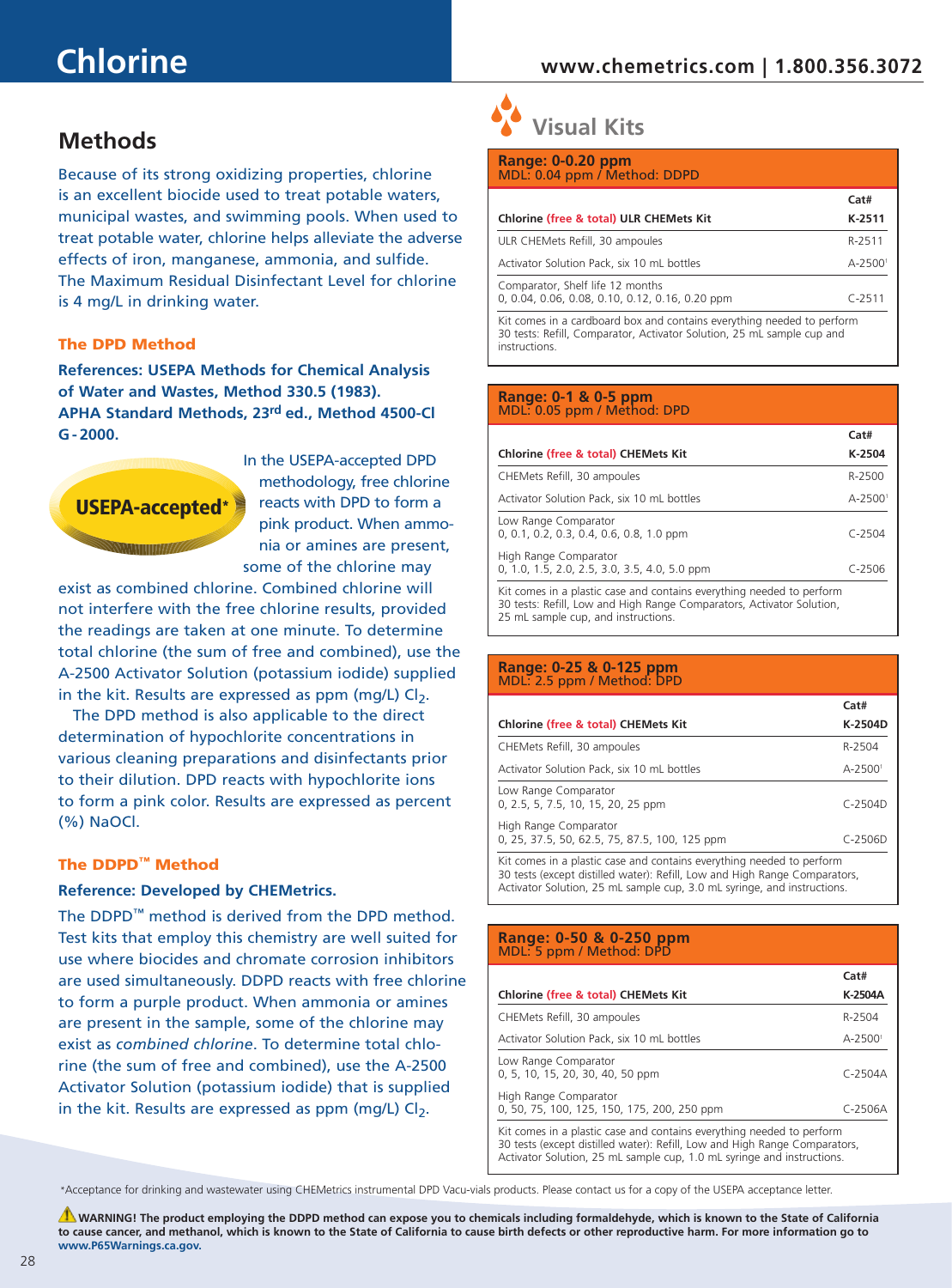# Chlorine

## Methods

Because of its strong oxidizing properties, chlorine is an excellent biocide used to treat potable waters, municipal wastes, and swimming pools. When used to treat potable water, chlorine helps alleviate the adverse effects of iron, manganese, ammonia, and sulfide. The Maximum Residual Disinfectant Level for chlorine is 4 mg/L in drinking water.

### The DPD Method

**References: USEPA Methods for Chemical Analysis of Water and Wastes, Method 330.5 (1983). APHA Standard Methods, 23rd ed., Method 4500-Cl G - 2000.**

**USEPA-accepted***

In the USEPA-accepted DPD methodology, free chlorine reacts with DPD to form a pink product. When ammonia or amines are present, some of the chlorine may exist as combined chlorine. Combined chlorine will not interfere with the free chlorine results, provided the readings are taken at one minute. To determine total chlorine (the sum of free and combined), use the A-2500 Activator Solution (potassium iodide) supplied in the kit. Results are expressed as ppm (mg/L) $Cl_2$.

The DPD method is also applicable to the direct determination of hypochlorite concentrations in various cleaning preparations and disinfectants prior to their dilution. DPD reacts with hypochlorite ions to form a pink color. Results are expressed as percent (%) NaOCl.

### The DDPD™ Method

**Reference: Developed by CHEMetrics.**

The DDPD™ method is derived from the DPD method. Test kits that employ this chemistry are well suited for use where biocides and chromate corrosion inhibitors are used simultaneously. DDPD reacts with free chlorine to form a purple product. When ammonia or amines are present in the sample, some of the chlorine may exist as *combined chlorine*. To determine total chlorine (the sum of free and combined), use the A-2500 Activator Solution (potassium iodide) that is supplied in the kit. Results are expressed as ppm (mg/L) $Cl_2$.

## Visual Kits

**Range: 0-0.20 ppm**
MDL: 0.04 ppm / Method: DDPD

| **Chlorine (free & total) ULR CHEMets Kit** | **Cat# K-2511** |
|---|---|
| ULR CHEMets Refill, 30 ampoules | R-2511 |
| Activator Solution Pack, six 10 mL bottles | A-2500[1] |
| Comparator, Shelf life 12 months<br>0, 0.04, 0.06, 0.08, 0.10, 0.12, 0.16, 0.20 ppm | C-2511 |

Kit comes in a cardboard box and contains everything needed to perform 30 tests: Refill, Comparator, Activator Solution, 25 mL sample cup and instructions.

**Range: 0-1 & 0-5 ppm**
MDL: 0.05 ppm / Method: DPD

| **Chlorine (free & total) CHEMets Kit** | **Cat# K-2504** |
|---|---|
| CHEMets Refill, 30 ampoules | R-2500 |
| Activator Solution Pack, six 10 mL bottles | A-2500[1] |
| Low Range Comparator<br>0, 0.1, 0.2, 0.3, 0.4, 0.6, 0.8, 1.0 ppm | C-2504 |
| High Range Comparator<br>0, 1.0, 1.5, 2.0, 2.5, 3.0, 3.5, 4.0, 5.0 ppm | C-2506 |

Kit comes in a plastic case and contains everything needed to perform 30 tests: Refill, Low and High Range Comparators, Activator Solution, 25 mL sample cup, and instructions.

**Range: 0-25 & 0-125 ppm**
MDL: 2.5 ppm / Method: DPD

| **Chlorine (free & total) CHEMets Kit** | **Cat# K-2504D** |
|---|---|
| CHEMets Refill, 30 ampoules | R-2504 |
| Activator Solution Pack, six 10 mL bottles | A-2500[1] |
| Low Range Comparator<br>0, 2.5, 5, 7.5, 10, 15, 20, 25 ppm | C-2504D |
| High Range Comparator<br>0, 25, 37.5, 50, 62.5, 75, 87.5, 100, 125 ppm | C-2506D |

Kit comes in a plastic case and contains everything needed to perform 30 tests (except distilled water): Refill, Low and High Range Comparators, Activator Solution, 25 mL sample cup, 3.0 mL syringe, and instructions.

**Range: 0-50 & 0-250 ppm**
MDL: 5 ppm / Method: DPD

| **Chlorine (free & total) CHEMets Kit** | **Cat# K-2504A** |
|---|---|
| CHEMets Refill, 30 ampoules | R-2504 |
| Activator Solution Pack, six 10 mL bottles | A-2500[1] |
| Low Range Comparator<br>0, 5, 10, 15, 20, 30, 40, 50 ppm | C-2504A |
| High Range Comparator<br>0, 50, 75, 100, 125, 150, 175, 200, 250 ppm | C-2506A |

Kit comes in a plastic case and contains everything needed to perform 30 tests (except distilled water): Refill, Low and High Range Comparators, Activator Solution, 25 mL sample cup, 1.0 mL syringe and instructions.

*Acceptance for drinking and wastewater using CHEMetrics instrumental DPD Vacu-vials products. Please contact us for a copy of the USEPA acceptance letter.

**WARNING! The product employing the DDPD method can expose you to chemicals including formaldehyde, which is known to the State of California to cause cancer, and methanol, which is known to the State of California to cause birth defects or other reproductive harm. For more information go to www.P65Warnings.ca.gov.**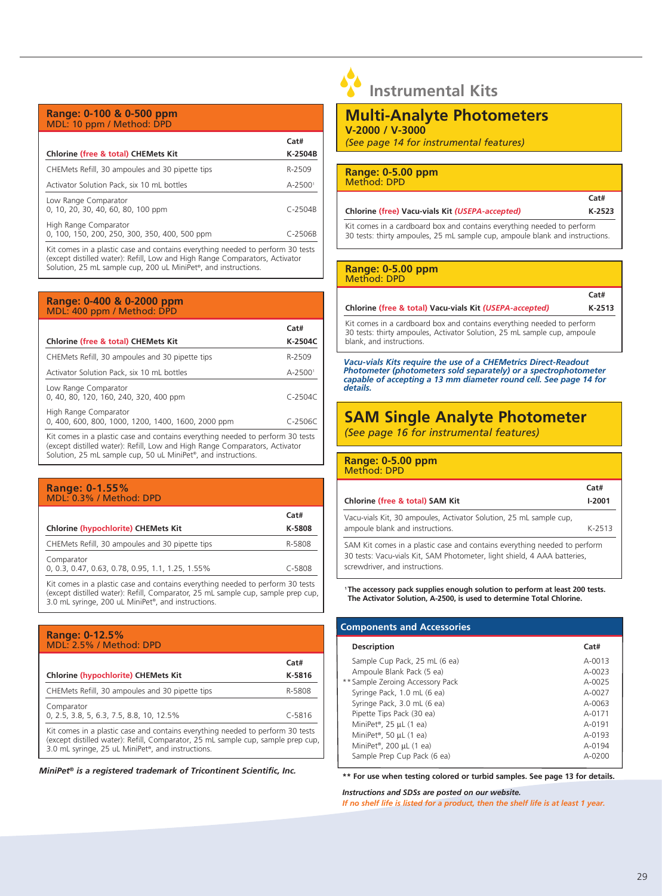### Range: 0-100 & 0-500 ppm
MDL: 10 ppm / Method: DPD

| Chlorine (free & total) CHEMets Kit | Cat# K-2504B |
|---|---|
| CHEMets Refill, 30 ampoules and 30 pipette tips | R-2509 |
| Activator Solution Pack, six 10 mL bottles | A-2500[1] |
| Low Range Comparator 0, 10, 20, 30, 40, 60, 80, 100 ppm | C-2504B |
| High Range Comparator 0, 100, 150, 200, 250, 300, 350, 400, 500 ppm | C-2506B |

Kit comes in a plastic case and contains everything needed to perform 30 tests (except distilled water): Refill, Low and High Range Comparators, Activator Solution, 25 mL sample cup, 200 uL MiniPet®, and instructions.

### Range: 0-400 & 0-2000 ppm
MDL: 400 ppm / Method: DPD

| Chlorine (free & total) CHEMets Kit | Cat# K-2504C |
|---|---|
| CHEMets Refill, 30 ampoules and 30 pipette tips | R-2509 |
| Activator Solution Pack, six 10 mL bottles | A-2500[1] |
| Low Range Comparator 0, 40, 80, 120, 160, 240, 320, 400 ppm | C-2504C |
| High Range Comparator 0, 400, 600, 800, 1000, 1200, 1400, 1600, 2000 ppm | C-2506C |

Kit comes in a plastic case and contains everything needed to perform 30 tests (except distilled water): Refill, Low and High Range Comparators, Activator Solution, 25 mL sample cup, 50 uL MiniPet®, and instructions.

### Range: 0-1.55%
MDL: 0.3% / Method: DPD

| Chlorine (hypochlorite) CHEMets Kit | Cat# K-5808 |
|---|---|
| CHEMets Refill, 30 ampoules and 30 pipette tips | R-5808 |
| Comparator 0, 0.3, 0.47, 0.63, 0.78, 0.95, 1.1, 1.25, 1.55% | C-5808 |

Kit comes in a plastic case and contains everything needed to perform 30 tests (except distilled water): Refill, Comparator, 25 mL sample cup, sample prep cup, 3.0 mL syringe, 200 uL MiniPet®, and instructions.

### Range: 0-12.5%
MDL: 2.5% / Method: DPD

| Chlorine (hypochlorite) CHEMets Kit | Cat# K-5816 |
|---|---|
| CHEMets Refill, 30 ampoules and 30 pipette tips | R-5808 |
| Comparator 0, 2.5, 3.8, 5, 6.3, 7.5, 8.8, 10, 12.5% | C-5816 |

Kit comes in a plastic case and contains everything needed to perform 30 tests (except distilled water): Refill, Comparator, 25 mL sample cup, sample prep cup, 3.0 mL syringe, 25 uL MiniPet®, and instructions.

***MiniPet® is a registered trademark of Tricontinent Scientific, Inc.***

# Instrumental Kits

## Multi-Analyte Photometers
**V-2000 / V-3000**

*(See page 14 for instrumental features)*

### Range: 0-5.00 ppm
Method: DPD

| Chlorine (free) Vacu-vials Kit *(USEPA-accepted)* | Cat# K-2523 |
|---|---|

Kit comes in a cardboard box and contains everything needed to perform 30 tests: thirty ampoules, 25 mL sample cup, ampoule blank and instructions.

### Range: 0-5.00 ppm
Method: DPD

| Chlorine (free & total) Vacu-vials Kit *(USEPA-accepted)* | Cat# K-2513 |
|---|---|

Kit comes in a cardboard box and contains everything needed to perform 30 tests: thirty ampoules, Activator Solution, 25 mL sample cup, ampoule blank, and instructions.

***Vacu-vials Kits require the use of a CHEMetrics Direct-Readout Photometer (photometers sold separately) or a spectrophotometer capable of accepting a 13 mm diameter round cell. See page 14 for details.***

## SAM Single Analyte Photometer
*(See page 16 for instrumental features)*

### Range: 0-5.00 ppm
Method: DPD

| Chlorine (free & total) SAM Kit | Cat# I-2001 |
|---|---|
| Vacu-vials Kit, 30 ampoules, Activator Solution, 25 mL sample cup, ampoule blank and instructions. | K-2513 |

SAM Kit comes in a plastic case and contains everything needed to perform 30 tests: Vacu-vials Kit, SAM Photometer, light shield, 4 AAA batteries, screwdriver, and instructions.

**[1] The accessory pack supplies enough solution to perform at least 200 tests. The Activator Solution, A-2500, is used to determine Total Chlorine.**

### Components and Accessories

| Description | Cat# |
|---|---|
| Sample Cup Pack, 25 mL (6 ea) | A-0013 |
| Ampoule Blank Pack (5 ea) | A-0023 |
| ** Sample Zeroing Accessory Pack | A-0025 |
| Syringe Pack, 1.0 mL (6 ea) | A-0027 |
| Syringe Pack, 3.0 mL (6 ea) | A-0063 |
| Pipette Tips Pack (30 ea) | A-0171 |
| MiniPet®, 25 µL (1 ea) | A-0191 |
| MiniPet®, 50 µL (1 ea) | A-0193 |
| MiniPet®, 200 µL (1 ea) | A-0194 |
| Sample Prep Cup Pack (6 ea) | A-0200 |

**\*\* For use when testing colored or turbid samples. See page 13 for details.**

***Instructions and SDSs are posted on our website.***

***If no shelf life is listed for a product, then the shelf life is at least 1 year.***